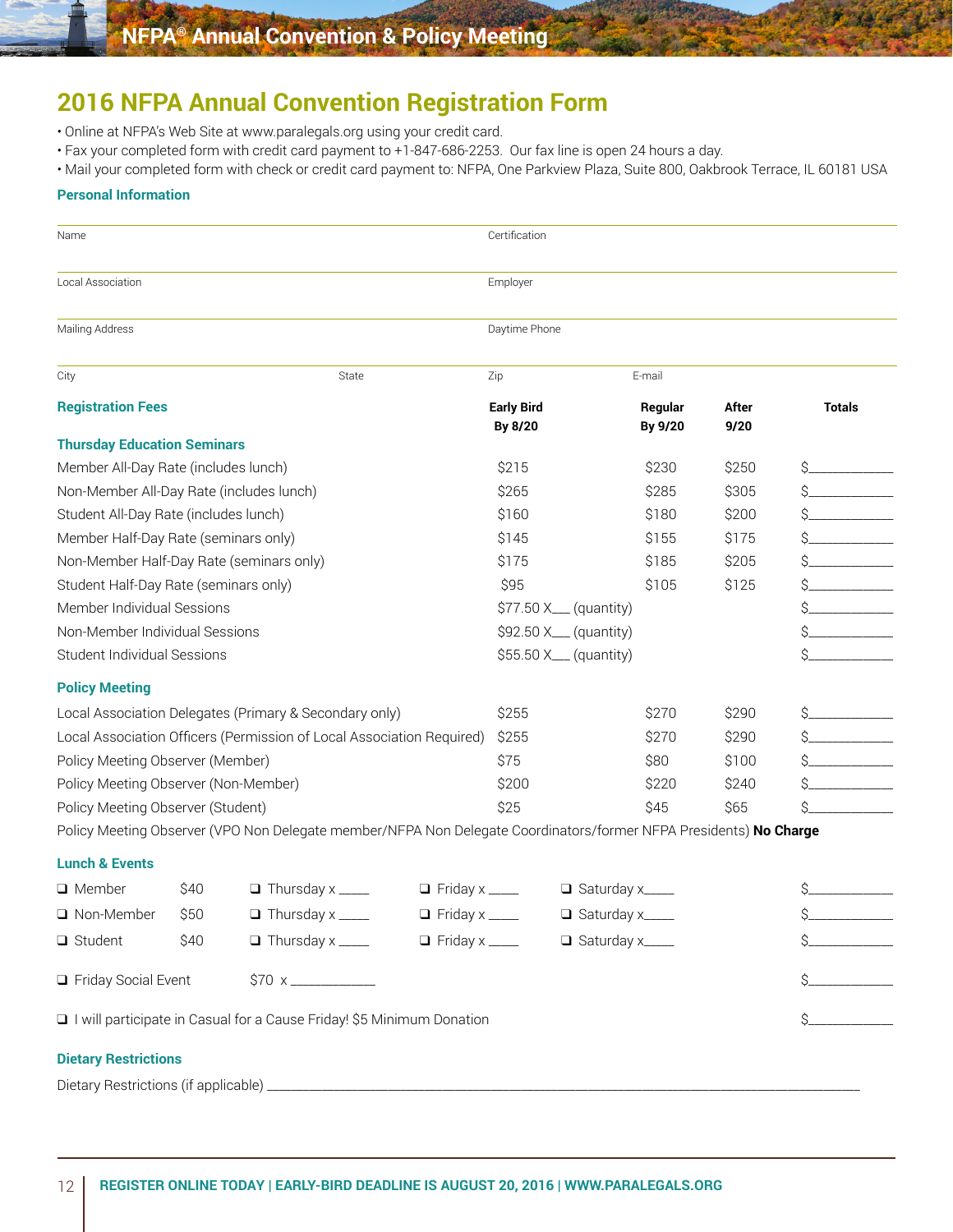# 2016 NFPA Annual Convention Registration Form

- Online at NFPA's Web Site at www.paralegals.org using your credit card.
- Fax your completed form with credit card payment to +1-847-686-2253. Our fax line is open 24 hours a day.
- Mail your completed form with check or credit card payment to: NFPA, One Parkview Plaza, Suite 800, Oakbrook Terrace, IL 60181 USA

## Personal Information

| Name | Certification |
|---|---|
| Local Association | Employer |
| Mailing Address | Daytime Phone |

| City | State | Zip | E-mail |
|---|---|---|---|
| | | | |

## Registration Fees

| | Early Bird By 8/20 | Regular By 9/20 | After 9/20 | Totals |
|---|---|---|---|---|
| **Thursday Education Seminars** | | | | |
| Member All-Day Rate (includes lunch) | $215 | $230 | $250 | $__________ |
| Non-Member All-Day Rate (includes lunch) | $265 | $285 | $305 | $__________ |
| Student All-Day Rate (includes lunch) | $160 | $180 | $200 | $__________ |
| Member Half-Day Rate (seminars only) | $145 | $155 | $175 | $__________ |
| Non-Member Half-Day Rate (seminars only) | $175 | $185 | $205 | $__________ |
| Student Half-Day Rate (seminars only) | $95 | $105 | $125 | $__________ |
| Member Individual Sessions | $77.50 X___ (quantity) | | | $__________ |
| Non-Member Individual Sessions | $92.50 X___ (quantity) | | | $__________ |
| Student Individual Sessions | $55.50 X___ (quantity) | | | $__________ |
| **Policy Meeting** | | | | |
| Local Association Delegates (Primary & Secondary only) | $255 | $270 | $290 | $__________ |
| Local Association Officers (Permission of Local Association Required) | $255 | $270 | $290 | $__________ |
| Policy Meeting Observer (Member) | $75 | $80 | $100 | $__________ |
| Policy Meeting Observer (Non-Member) | $200 | $220 | $240 | $__________ |
| Policy Meeting Observer (Student) | $25 | $45 | $65 | $__________ |

Policy Meeting Observer (VPO Non Delegate member/NFPA Non Delegate Coordinators/former NFPA Presidents) **No Charge**

## Lunch & Events

| | | | | | |
|---|---|---|---|---|---|
| ❑ Member | $40 | ❑ Thursday x ____ | ❑ Friday x ____ | ❑ Saturday x____ | $__________ |
| ❑ Non-Member | $50 | ❑ Thursday x ____ | ❑ Friday x ____ | ❑ Saturday x____ | $__________ |
| ❑ Student | $40 | ❑ Thursday x ____ | ❑ Friday x ____ | ❑ Saturday x____ | $__________ |

❑ Friday Social Event $70 x __________ $__________

❑ I will participate in Casual for a Cause Friday! $5 Minimum Donation $__________

## Dietary Restrictions

Dietary Restrictions (if applicable) ________________________________________________

REGISTER ONLINE TODAY | EARLY-BIRD DEADLINE IS AUGUST 20, 2016 | WWW.PARALEGALS.ORG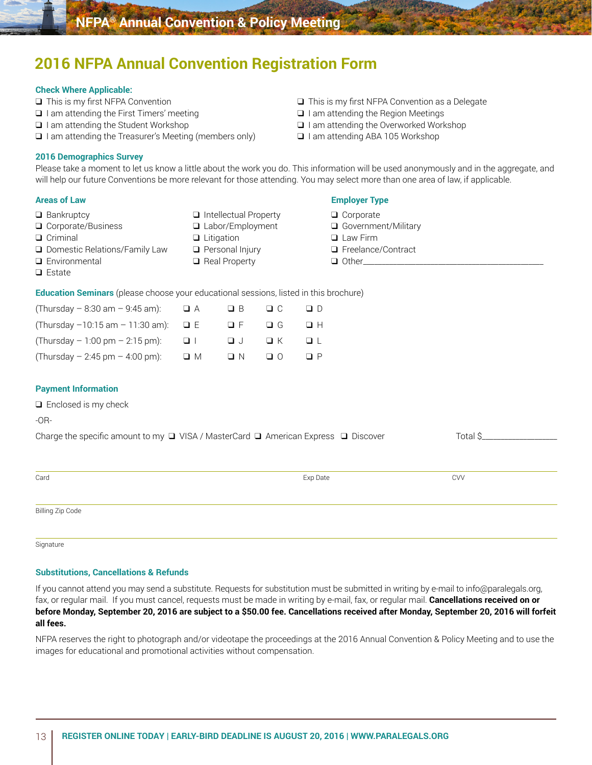# 2016 NFPA Annual Convention Registration Form

### Check Where Applicable:

- ❑ This is my first NFPA Convention
- ❑ I am attending the First Timers' meeting
- ❑ I am attending the Student Workshop
- ❑ I am attending the Treasurer's Meeting (members only)
- ❑ This is my first NFPA Convention as a Delegate
- ❑ I am attending the Region Meetings
- ❑ I am attending the Overworked Workshop
- ❑ I am attending ABA 105 Workshop

### 2016 Demographics Survey

Please take a moment to let us know a little about the work you do. This information will be used anonymously and in the aggregate, and will help our future Conventions be more relevant for those attending. You may select more than one area of law, if applicable.

### Areas of Law

- ❑ Bankruptcy
- ❑ Corporate/Business
- ❑ Criminal
- ❑ Domestic Relations/Family Law
- ❑ Environmental
- ❑ Estate
- ❑ Intellectual Property
- ❑ Labor/Employment
- ❑ Litigation
- ❑ Personal Injury
- ❑ Real Property

### Employer Type

- ❑ Corporate
- ❑ Government/Military
- ❑ Law Firm
- ❑ Freelance/Contract
- ❑ Other______________________________

### Education Seminars (please choose your educational sessions, listed in this brochure)

| | | | | |
|---|---|---|---|---|
| (Thursday – 8:30 am – 9:45 am): | ❑ A | ❑ B | ❑ C | ❑ D |
| (Thursday –10:15 am – 11:30 am): | ❑ E | ❑ F | ❑ G | ❑ H |
| (Thursday – 1:00 pm – 2:15 pm): | ❑ I | ❑ J | ❑ K | ❑ L |
| (Thursday – 2:45 pm – 4:00 pm): | ❑ M | ❑ N | ❑ O | ❑ P |

### Payment Information

❑ Enclosed is my check

-OR-

Charge the specific amount to my ❑ VISA / MasterCard ❑ American Express ❑ Discover Total $______________

Card ______________________ Exp Date ____________ CVV ____________

Billing Zip Code ______________________

Signature ______________________

### Substitutions, Cancellations & Refunds

If you cannot attend you may send a substitute. Requests for substitution must be submitted in writing by e-mail to info@paralegals.org, fax, or regular mail. If you must cancel, requests must be made in writing by e-mail, fax, or regular mail. **Cancellations received on or before Monday, September 20, 2016 are subject to a $50.00 fee. Cancellations received after Monday, September 20, 2016 will forfeit all fees.**

NFPA reserves the right to photograph and/or videotape the proceedings at the 2016 Annual Convention & Policy Meeting and to use the images for educational and promotional activities without compensation.

**REGISTER ONLINE TODAY | EARLY-BIRD DEADLINE IS AUGUST 20, 2016 | WWW.PARALEGALS.ORG**